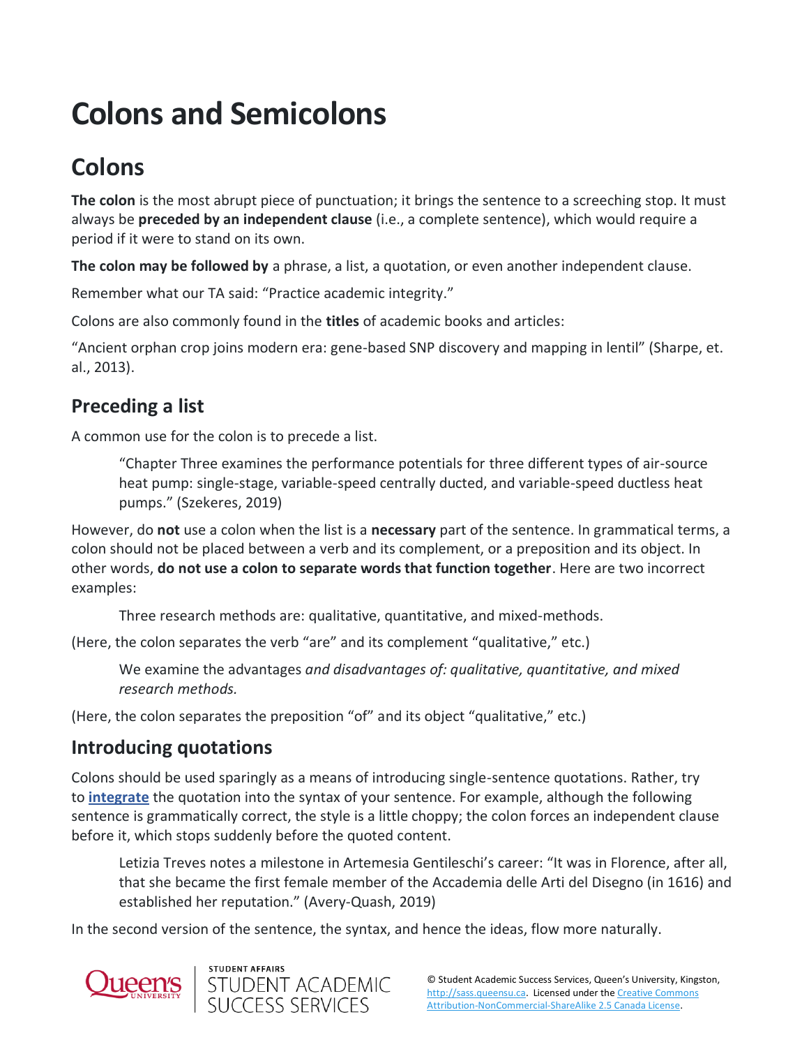# Colons and Semicolons

## Colons

**The colon** is the most abrupt piece of punctuation; it brings the sentence to a screeching stop. It must always be **preceded by an independent clause** (i.e., a complete sentence), which would require a period if it were to stand on its own.

**The colon may be followed by** a phrase, a list, a quotation, or even another independent clause.

Remember what our TA said: "Practice academic integrity."

Colons are also commonly found in the **titles** of academic books and articles:

"Ancient orphan crop joins modern era: gene-based SNP discovery and mapping in lentil" (Sharpe, et. al., 2013).

### Preceding a list

A common use for the colon is to precede a list.

> "Chapter Three examines the performance potentials for three different types of air-source heat pump: single-stage, variable-speed centrally ducted, and variable-speed ductless heat pumps." (Szekeres, 2019)

However, do **not** use a colon when the list is a **necessary** part of the sentence. In grammatical terms, a colon should not be placed between a verb and its complement, or a preposition and its object. In other words, **do not use a colon to separate words that function together**. Here are two incorrect examples:

> Three research methods are: qualitative, quantitative, and mixed-methods.

(Here, the colon separates the verb "are" and its complement "qualitative," etc.)

> We examine the advantages *and disadvantages of: qualitative, quantitative, and mixed research methods.*

(Here, the colon separates the preposition "of" and its object "qualitative," etc.)

### Introducing quotations

Colons should be used sparingly as a means of introducing single-sentence quotations. Rather, try to **integrate** the quotation into the syntax of your sentence. For example, although the following sentence is grammatically correct, the style is a little choppy; the colon forces an independent clause before it, which stops suddenly before the quoted content.

> Letizia Treves notes a milestone in Artemesia Gentileschi's career: "It was in Florence, after all, that she became the first female member of the Accadamia delle Arti del Disegno (in 1616) and established her reputation." (Avery-Quash, 2019)

In the second version of the sentence, the syntax, and hence the ideas, flow more naturally.

© Student Academic Success Services, Queen's University, Kingston, http://sass.queensu.ca. Licensed under the Creative Commons Attribution-NonCommercial-ShareAlike 2.5 Canada License.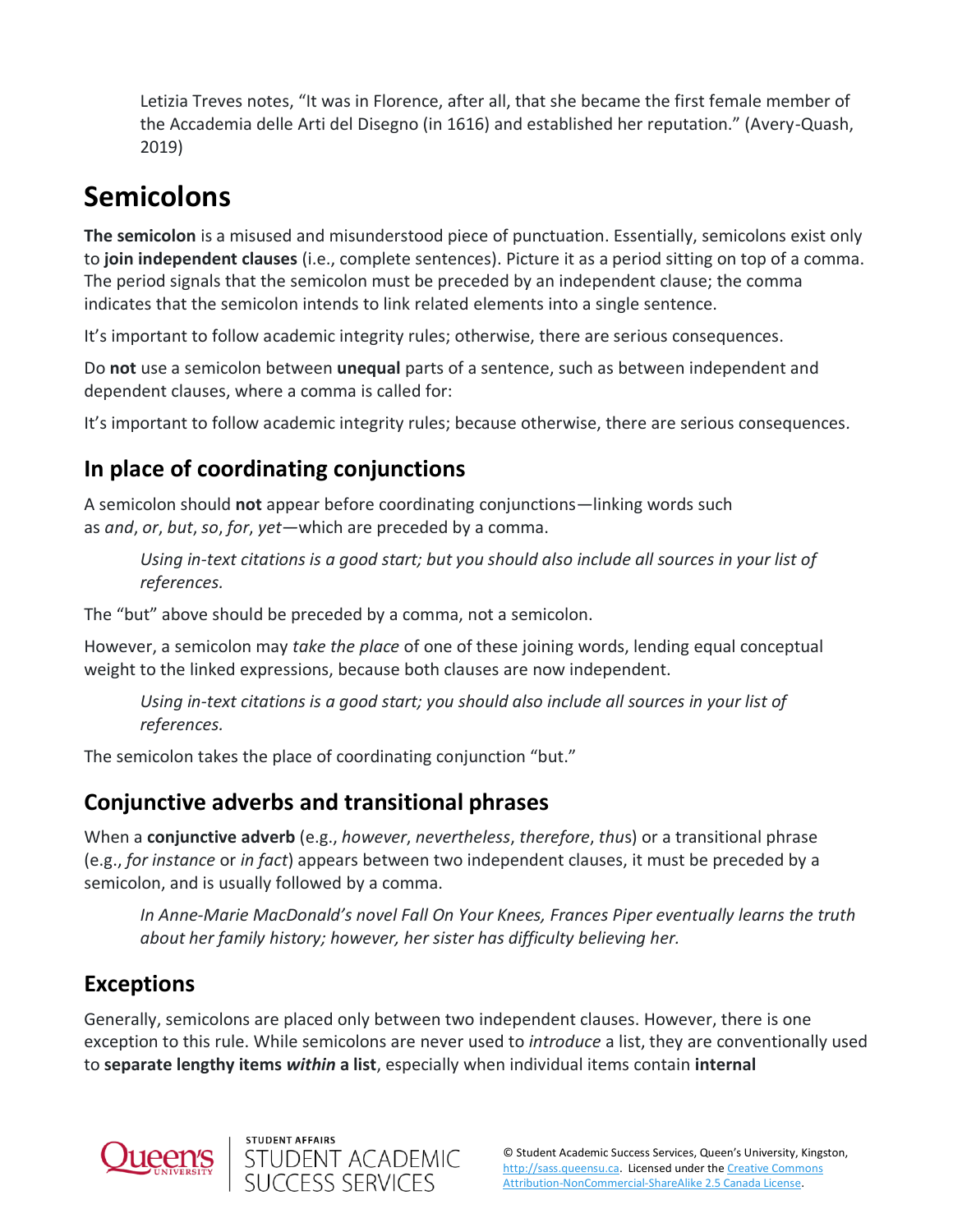Letizia Treves notes, “It was in Florence, after all, that she became the first female member of the Accademia delle Arti del Disegno (in 1616) and established her reputation.” (Avery-Quash, 2019)

# Semicolons

**The semicolon** is a misused and misunderstood piece of punctuation. Essentially, semicolons exist only to **join independent clauses** (i.e., complete sentences). Picture it as a period sitting on top of a comma. The period signals that the semicolon must be preceded by an independent clause; the comma indicates that the semicolon intends to link related elements into a single sentence.

It’s important to follow academic integrity rules; otherwise, there are serious consequences.

Do **not** use a semicolon between **unequal** parts of a sentence, such as between independent and dependent clauses, where a comma is called for:

It’s important to follow academic integrity rules; because otherwise, there are serious consequences.

## In place of coordinating conjunctions

A semicolon should **not** appear before coordinating conjunctions—linking words such as *and*, *or*, *but*, *so*, *for*, *yet*—which are preceded by a comma.

> *Using in-text citations is a good start; but you should also include all sources in your list of references.*

The “but” above should be preceded by a comma, not a semicolon.

However, a semicolon may *take the place* of one of these joining words, lending equal conceptual weight to the linked expressions, because both clauses are now independent.

> *Using in-text citations is a good start; you should also include all sources in your list of references.*

The semicolon takes the place of coordinating conjunction “but.”

## Conjunctive adverbs and transitional phrases

When a **conjunctive adverb** (e.g., *however*, *nevertheless*, *therefore*, *thus*) or a transitional phrase (e.g., *for instance* or *in fact*) appears between two independent clauses, it must be preceded by a semicolon, and is usually followed by a comma.

> *In Anne-Marie MacDonald’s novel Fall On Your Knees, Frances Piper eventually learns the truth about her family history; however, her sister has difficulty believing her.*

## Exceptions

Generally, semicolons are placed only between two independent clauses. However, there is one exception to this rule. While semicolons are never used to *introduce* a list, they are conventionally used to **separate lengthy items *within* a list**, especially when individual items contain **internal**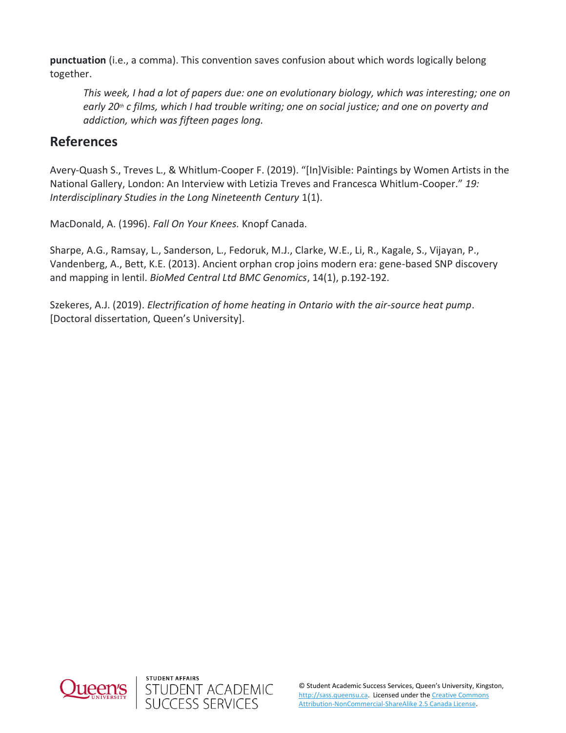**punctuation** (i.e., a comma). This convention saves confusion about which words logically belong together.

> *This week, I had a lot of papers due: one on evolutionary biology, which was interesting; one on early 20th c films, which I had trouble writing; one on social justice; and one on poverty and addiction, which was fifteen pages long.*

## References

Avery-Quash S., Treves L., & Whitlum-Cooper F. (2019). "[In]Visible: Paintings by Women Artists in the National Gallery, London: An Interview with Letizia Treves and Francesca Whitlum-Cooper." *19: Interdisciplinary Studies in the Long Nineteenth Century* 1(1).

MacDonald, A. (1996). *Fall On Your Knees.* Knopf Canada.

Sharpe, A.G., Ramsay, L., Sanderson, L., Fedoruk, M.J., Clarke, W.E., Li, R., Kagale, S., Vijayan, P., Vandenberg, A., Bett, K.E. (2013). Ancient orphan crop joins modern era: gene-based SNP discovery and mapping in lentil. *BioMed Central Ltd BMC Genomics*, 14(1), p.192-192.

Szekeres, A.J. (2019). *Electrification of home heating in Ontario with the air-source heat pump*. [Doctoral dissertation, Queen's University].

© Student Academic Success Services, Queen's University, Kingston, http://sass.queensu.ca. Licensed under the Creative Commons Attribution-NonCommercial-ShareAlike 2.5 Canada License.